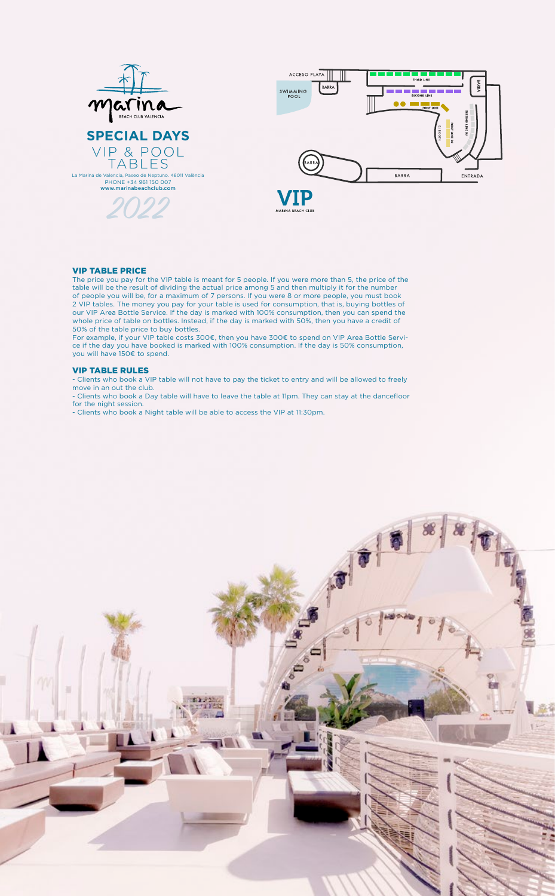marina
BEACH CLUB VALENCIA

# SPECIAL DAYS
## VIP & POOL TABLES

La Marina de Valencia, Paseo de Neptuno. 46011 València
PHONE +34 961 150 007
www.marinabeachclub.com

2022

ACCESO PLAYA · BARRA · SWIMMING POOL · THIRD LINE · SECOND LINE · FIRST LINE · BARRA · DJ BOOTH · FIRST LINE DJ · SECOND LINE DJ · BARRA · BARRA · ENTRADA

VIP
MARINA BEACH CLUB

### VIP TABLE PRICE

The price you pay for the VIP table is meant for 5 people. If you were more than 5, the price of the table will be the result of dividing the actual price among 5 and then multiply it for the number of people you will be, for a maximum of 7 persons. If you were 8 or more people, you must book 2 VIP tables. The money you pay for your table is used for consumption, that is, buying bottles of our VIP Area Bottle Service. If the day is marked with 100% consumption, then you can spend the whole price of table on bottles. Instead, if the day is marked with 50%, then you have a credit of 50% of the table price to buy bottles.

For example, if your VIP table costs 300€, then you have 300€ to spend on VIP Area Bottle Service if the day you have booked is marked with 100% consumption. If the day is 50% consumption, you will have 150€ to spend.

### VIP TABLE RULES

- Clients who book a VIP table will not have to pay the ticket to entry and will be allowed to freely move in an out the club.
- Clients who book a Day table will have to leave the table at 11pm. They can stay at the dancefloor for the night session.
- Clients who book a Night table will be able to access the VIP at 11:30pm.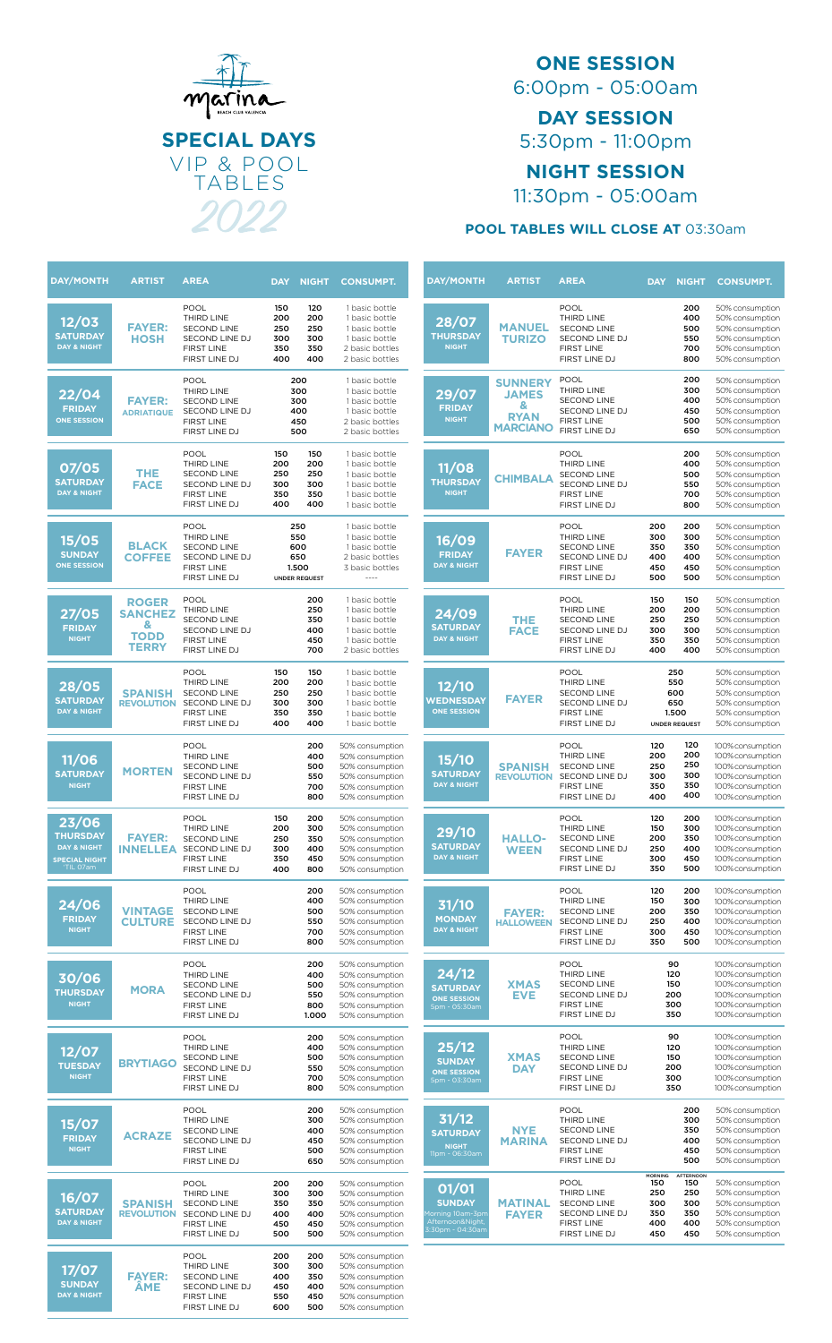Marina BEACH CLUB VALENCIA

# SPECIAL DAYS

## VIP & POOL TABLES

2022

**ONE SESSION**
6:00pm - 05:00am

**DAY SESSION**
5:30pm - 11:00pm

**NIGHT SESSION**
11:30pm - 05:00am

**POOL TABLES WILL CLOSE AT** 03:30am

| DAY/MONTH | ARTIST | AREA | DAY | NIGHT | CONSUMPT. |
|---|---|---|---|---|---|
| **12/03** SATURDAY DAY & NIGHT | FAYER: HOSH | POOL | 150 | 120 | 1 basic bottle |
| | | THIRD LINE | 200 | 200 | 1 basic bottle |
| | | SECOND LINE | 250 | 250 | 1 basic bottle |
| | | SECOND LINE DJ | 300 | 300 | 1 basic bottle |
| | | FIRST LINE | 350 | 350 | 2 basic bottles |
| | | FIRST LINE DJ | 400 | 400 | 2 basic bottles |
| **22/04** FRIDAY ONE SESSION | FAYER: ADRIATIQUE | POOL | 200 | | 1 basic bottle |
| | | THIRD LINE | 300 | | 1 basic bottle |
| | | SECOND LINE | 300 | | 1 basic bottle |
| | | SECOND LINE DJ | 400 | | 1 basic bottle |
| | | FIRST LINE | 450 | | 2 basic bottles |
| | | FIRST LINE DJ | 500 | | 2 basic bottles |
| **07/05** SATURDAY DAY & NIGHT | THE FACE | POOL | 150 | 150 | 1 basic bottle |
| | | THIRD LINE | 200 | 200 | 1 basic bottle |
| | | SECOND LINE | 250 | 250 | 1 basic bottle |
| | | SECOND LINE DJ | 300 | 300 | 1 basic bottle |
| | | FIRST LINE | 350 | 350 | 1 basic bottle |
| | | FIRST LINE DJ | 400 | 400 | 1 basic bottle |
| **15/05** SUNDAY ONE SESSION | BLACK COFFEE | POOL | 250 | | 1 basic bottle |
| | | THIRD LINE | 550 | | 1 basic bottle |
| | | SECOND LINE | 600 | | 1 basic bottle |
| | | SECOND LINE DJ | 650 | | 2 basic bottles |
| | | FIRST LINE | 1.500 | | 3 basic bottles |
| | | FIRST LINE DJ | UNDER REQUEST | | ---- |
| **27/05** FRIDAY NIGHT | ROGER SANCHEZ & TODD TERRY | POOL | | 200 | 1 basic bottle |
| | | THIRD LINE | | 250 | 1 basic bottle |
| | | SECOND LINE | | 350 | 1 basic bottle |
| | | SECOND LINE DJ | | 400 | 1 basic bottle |
| | | FIRST LINE | | 450 | 1 basic bottle |
| | | FIRST LINE DJ | | 700 | 2 basic bottles |
| **28/05** SATURDAY DAY & NIGHT | SPANISH REVOLUTION | POOL | 150 | 150 | 1 basic bottle |
| | | THIRD LINE | 200 | 200 | 1 basic bottle |
| | | SECOND LINE | 250 | 250 | 1 basic bottle |
| | | SECOND LINE DJ | 300 | 300 | 1 basic bottle |
| | | FIRST LINE | 350 | 350 | 1 basic bottle |
| | | FIRST LINE DJ | 400 | 400 | 1 basic bottle |
| **11/06** SATURDAY NIGHT | MORTEN | POOL | | 200 | 50% consumption |
| | | THIRD LINE | | 400 | 50% consumption |
| | | SECOND LINE | | 500 | 50% consumption |
| | | SECOND LINE DJ | | 550 | 50% consumption |
| | | FIRST LINE | | 700 | 50% consumption |
| | | FIRST LINE DJ | | 800 | 50% consumption |
| **23/06** THURSDAY DAY & NIGHT SPECIAL NIGHT 'TIL 07am | FAYER: INNELLEA | POOL | 150 | 200 | 50% consumption |
| | | THIRD LINE | 200 | 300 | 50% consumption |
| | | SECOND LINE | 250 | 350 | 50% consumption |
| | | SECOND LINE DJ | 300 | 400 | 50% consumption |
| | | FIRST LINE | 350 | 450 | 50% consumption |
| | | FIRST LINE DJ | 400 | 800 | 50% consumption |
| **24/06** FRIDAY NIGHT | VINTAGE CULTURE | POOL | | 200 | 50% consumption |
| | | THIRD LINE | | 400 | 50% consumption |
| | | SECOND LINE | | 500 | 50% consumption |
| | | SECOND LINE DJ | | 550 | 50% consumption |
| | | FIRST LINE | | 700 | 50% consumption |
| | | FIRST LINE DJ | | 800 | 50% consumption |
| **30/06** THURSDAY NIGHT | MORA | POOL | | 200 | 50% consumption |
| | | THIRD LINE | | 400 | 50% consumption |
| | | SECOND LINE | | 500 | 50% consumption |
| | | SECOND LINE DJ | | 550 | 50% consumption |
| | | FIRST LINE | | 800 | 50% consumption |
| | | FIRST LINE DJ | | 1.000 | 50% consumption |
| **12/07** TUESDAY NIGHT | BRYTIAGO | POOL | | 200 | 50% consumption |
| | | THIRD LINE | | 400 | 50% consumption |
| | | SECOND LINE | | 500 | 50% consumption |
| | | SECOND LINE DJ | | 550 | 50% consumption |
| | | FIRST LINE | | 700 | 50% consumption |
| | | FIRST LINE DJ | | 800 | 50% consumption |
| **15/07** FRIDAY NIGHT | ACRAZE | POOL | | 200 | 50% consumption |
| | | THIRD LINE | | 300 | 50% consumption |
| | | SECOND LINE | | 400 | 50% consumption |
| | | SECOND LINE DJ | | 450 | 50% consumption |
| | | FIRST LINE | | 500 | 50% consumption |
| | | FIRST LINE DJ | | 650 | 50% consumption |
| **16/07** SATURDAY DAY & NIGHT | SPANISH REVOLUTION | POOL | 200 | 200 | 50% consumption |
| | | THIRD LINE | 300 | 300 | 50% consumption |
| | | SECOND LINE | 350 | 350 | 50% consumption |
| | | SECOND LINE DJ | 400 | 400 | 50% consumption |
| | | FIRST LINE | 450 | 450 | 50% consumption |
| | | FIRST LINE DJ | 500 | 500 | 50% consumption |
| **17/07** SUNDAY DAY & NIGHT | FAYER: ÂME | POOL | 200 | 200 | 50% consumption |
| | | THIRD LINE | 300 | 300 | 50% consumption |
| | | SECOND LINE | 400 | 350 | 50% consumption |
| | | SECOND LINE DJ | 450 | 400 | 50% consumption |
| | | FIRST LINE | 550 | 450 | 50% consumption |
| | | FIRST LINE DJ | 600 | 500 | 50% consumption |
| **28/07** THURSDAY NIGHT | MANUEL TURIZO | POOL | | 200 | 50% consumption |
| | | THIRD LINE | | 400 | 50% consumption |
| | | SECOND LINE | | 500 | 50% consumption |
| | | SECOND LINE DJ | | 550 | 50% consumption |
| | | FIRST LINE | | 700 | 50% consumption |
| | | FIRST LINE DJ | | 800 | 50% consumption |
| **29/07** FRIDAY NIGHT | SUNNERY JAMES & RYAN MARCIANO | POOL | | 200 | 50% consumption |
| | | THIRD LINE | | 300 | 50% consumption |
| | | SECOND LINE | | 400 | 50% consumption |
| | | SECOND LINE DJ | | 450 | 50% consumption |
| | | FIRST LINE | | 500 | 50% consumption |
| | | FIRST LINE DJ | | 650 | 50% consumption |
| **11/08** THURSDAY NIGHT | CHIMBALA | POOL | | 200 | 50% consumption |
| | | THIRD LINE | | 400 | 50% consumption |
| | | SECOND LINE | | 500 | 50% consumption |
| | | SECOND LINE DJ | | 550 | 50% consumption |
| | | FIRST LINE | | 700 | 50% consumption |
| | | FIRST LINE DJ | | 800 | 50% consumption |
| **16/09** FRIDAY DAY & NIGHT | FAYER | POOL | 200 | 200 | 50% consumption |
| | | THIRD LINE | 300 | 300 | 50% consumption |
| | | SECOND LINE | 350 | 350 | 50% consumption |
| | | SECOND LINE DJ | 400 | 400 | 50% consumption |
| | | FIRST LINE | 450 | 450 | 50% consumption |
| | | FIRST LINE DJ | 500 | 500 | 50% consumption |
| **24/09** SATURDAY DAY & NIGHT | THE FACE | POOL | 150 | 150 | 50% consumption |
| | | THIRD LINE | 200 | 200 | 50% consumption |
| | | SECOND LINE | 250 | 250 | 50% consumption |
| | | SECOND LINE DJ | 300 | 300 | 50% consumption |
| | | FIRST LINE | 350 | 350 | 50% consumption |
| | | FIRST LINE DJ | 400 | 400 | 50% consumption |
| **12/10** WEDNESDAY ONE SESSION | FAYER | POOL | 250 | | 50% consumption |
| | | THIRD LINE | 550 | | 50% consumption |
| | | SECOND LINE | 600 | | 50% consumption |
| | | SECOND LINE DJ | 650 | | 50% consumption |
| | | FIRST LINE | 1.500 | | 50% consumption |
| | | FIRST LINE DJ | UNDER REQUEST | | 50% consumption |
| **15/10** SATURDAY DAY & NIGHT | SPANISH REVOLUTION | POOL | 120 | 120 | 100% consumption |
| | | THIRD LINE | 200 | 200 | 100% consumption |
| | | SECOND LINE | 250 | 250 | 100% consumption |
| | | SECOND LINE DJ | 300 | 300 | 100% consumption |
| | | FIRST LINE | 350 | 350 | 100% consumption |
| | | FIRST LINE DJ | 400 | 400 | 100% consumption |
| **29/10** SATURDAY DAY & NIGHT | HALLO-WEEN | POOL | 120 | 200 | 100% consumption |
| | | THIRD LINE | 150 | 300 | 100% consumption |
| | | SECOND LINE | 200 | 350 | 100% consumption |
| | | SECOND LINE DJ | 250 | 400 | 100% consumption |
| | | FIRST LINE | 300 | 450 | 100% consumption |
| | | FIRST LINE DJ | 350 | 500 | 100% consumption |
| **31/10** MONDAY DAY & NIGHT | FAYER: HALLOWEEN | POOL | 120 | 200 | 100% consumption |
| | | THIRD LINE | 150 | 300 | 100% consumption |
| | | SECOND LINE | 200 | 350 | 100% consumption |
| | | SECOND LINE DJ | 250 | 400 | 100% consumption |
| | | FIRST LINE | 300 | 450 | 100% consumption |
| | | FIRST LINE DJ | 350 | 500 | 100% consumption |
| **24/12** SATURDAY ONE SESSION 5pm - 05:30am | XMAS EVE | POOL | 90 | | 100% consumption |
| | | THIRD LINE | 120 | | 100% consumption |
| | | SECOND LINE | 150 | | 100% consumption |
| | | SECOND LINE DJ | 200 | | 100% consumption |
| | | FIRST LINE | 300 | | 100% consumption |
| | | FIRST LINE DJ | 350 | | 100% consumption |
| **25/12** SUNDAY ONE SESSION 5pm - 03:30am | XMAS DAY | POOL | 90 | | 100% consumption |
| | | THIRD LINE | 120 | | 100% consumption |
| | | SECOND LINE | 150 | | 100% consumption |
| | | SECOND LINE DJ | 200 | | 100% consumption |
| | | FIRST LINE | 300 | | 100% consumption |
| | | FIRST LINE DJ | 350 | | 100% consumption |
| **31/12** SATURDAY NIGHT 11pm - 06:30am | NYE MARINA | POOL | | 200 | 50% consumption |
| | | THIRD LINE | | 300 | 50% consumption |
| | | SECOND LINE | | 350 | 50% consumption |
| | | SECOND LINE DJ | | 400 | 50% consumption |
| | | FIRST LINE | | 450 | 50% consumption |
| | | FIRST LINE DJ | | 500 | 50% consumption |
| **01/01** SUNDAY Morning 10am-3pm Afternoon&Night, 3:30pm - 04:30am | MATINAL FAYER | | MORNING | AFTERNOON | |
| | | POOL | 150 | 150 | 50% consumption |
| | | THIRD LINE | 250 | 250 | 50% consumption |
| | | SECOND LINE | 300 | 300 | 50% consumption |
| | | SECOND LINE DJ | 350 | 350 | 50% consumption |
| | | FIRST LINE | 400 | 400 | 50% consumption |
| | | FIRST LINE DJ | 450 | 450 | 50% consumption |